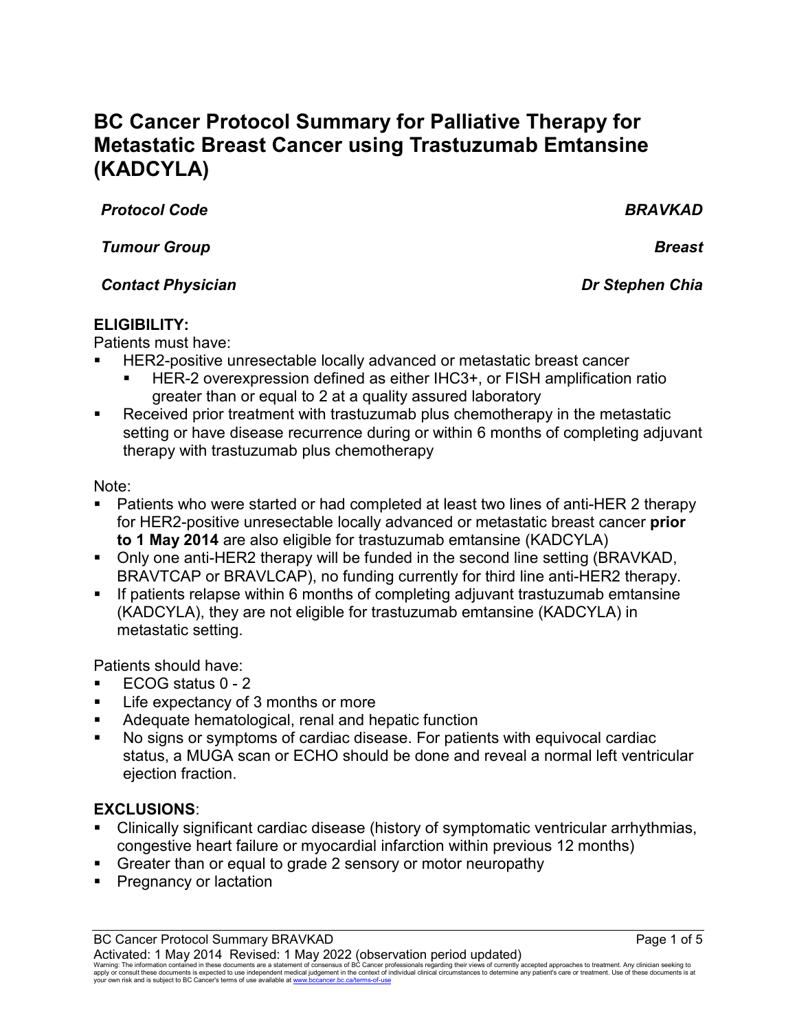# BC Cancer Protocol Summary for Palliative Therapy for Metastatic Breast Cancer using Trastuzumab Emtansine (KADCYLA)

| | |
|---|---|
| ***Protocol Code*** | ***BRAVKAD*** |
| ***Tumour Group*** | ***Breast*** |
| ***Contact Physician*** | ***Dr Stephen Chia*** |

**ELIGIBILITY:**

Patients must have:

- HER2-positive unresectable locally advanced or metastatic breast cancer
  - HER-2 overexpression defined as either IHC3+, or FISH amplification ratio greater than or equal to 2 at a quality assured laboratory
- Received prior treatment with trastuzumab plus chemotherapy in the metastatic setting or have disease recurrence during or within 6 months of completing adjuvant therapy with trastuzumab plus chemotherapy

Note:

- Patients who were started or had completed at least two lines of anti-HER 2 therapy for HER2-positive unresectable locally advanced or metastatic breast cancer **prior to 1 May 2014** are also eligible for trastuzumab emtansine (KADCYLA)
- Only one anti-HER2 therapy will be funded in the second line setting (BRAVKAD, BRAVTCAP or BRAVLCAP), no funding currently for third line anti-HER2 therapy.
- If patients relapse within 6 months of completing adjuvant trastuzumab emtansine (KADCYLA), they are not eligible for trastuzumab emtansine (KADCYLA) in metastatic setting.

Patients should have:

- ECOG status 0 - 2
- Life expectancy of 3 months or more
- Adequate hematological, renal and hepatic function
- No signs or symptoms of cardiac disease. For patients with equivocal cardiac status, a MUGA scan or ECHO should be done and reveal a normal left ventricular ejection fraction.

**EXCLUSIONS**:

- Clinically significant cardiac disease (history of symptomatic ventricular arrhythmias, congestive heart failure or myocardial infarction within previous 12 months)
- Greater than or equal to grade 2 sensory or motor neuropathy
- Pregnancy or lactation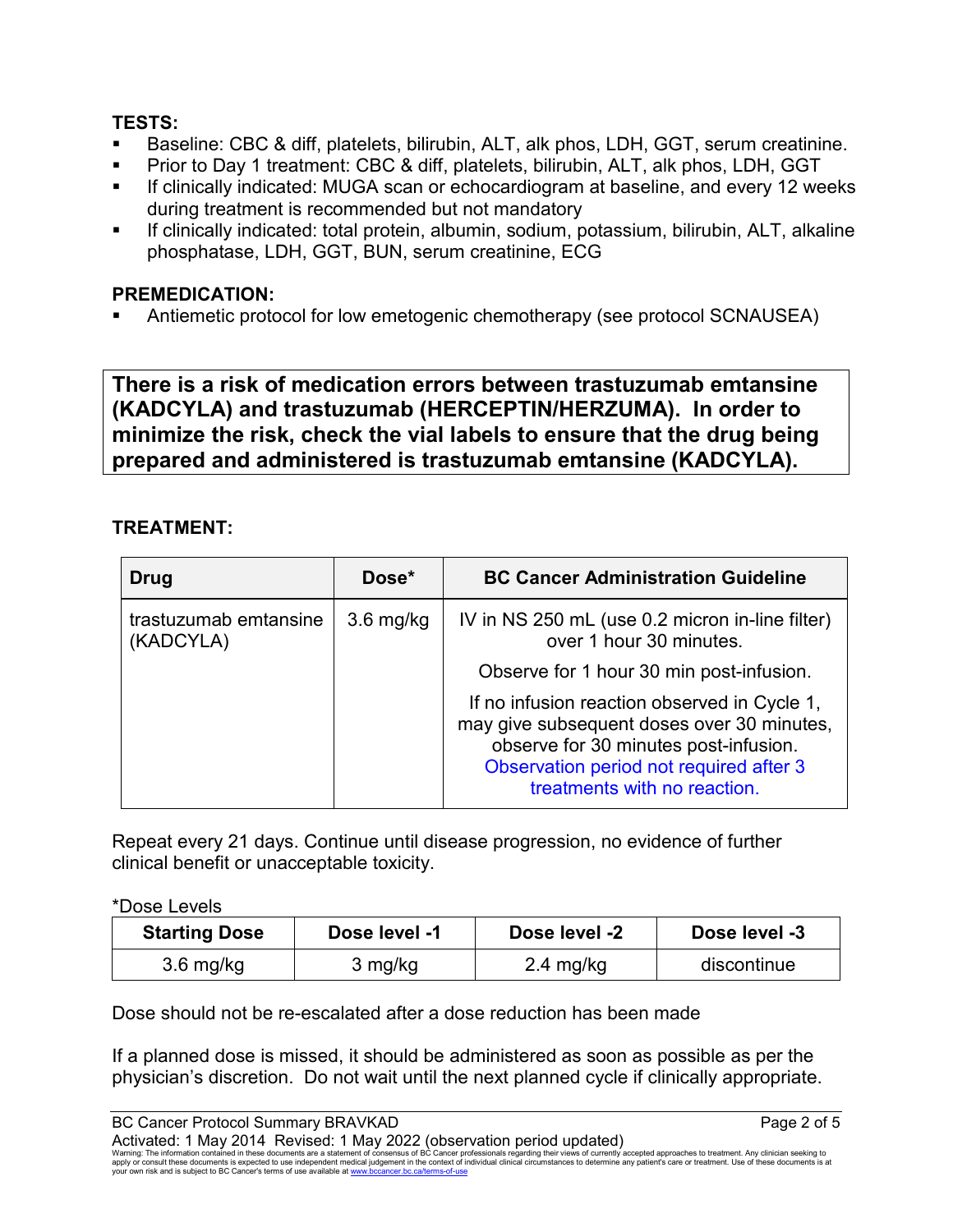**TESTS:**

- Baseline: CBC & diff, platelets, bilirubin, ALT, alk phos, LDH, GGT, serum creatinine.
- Prior to Day 1 treatment: CBC & diff, platelets, bilirubin, ALT, alk phos, LDH, GGT
- If clinically indicated: MUGA scan or echocardiogram at baseline, and every 12 weeks during treatment is recommended but not mandatory
- If clinically indicated: total protein, albumin, sodium, potassium, bilirubin, ALT, alkaline phosphatase, LDH, GGT, BUN, serum creatinine, ECG

**PREMEDICATION:**

- Antiemetic protocol for low emetogenic chemotherapy (see protocol SCNAUSEA)

**There is a risk of medication errors between trastuzumab emtansine (KADCYLA) and trastuzumab (HERCEPTIN/HERZUMA). In order to minimize the risk, check the vial labels to ensure that the drug being prepared and administered is trastuzumab emtansine (KADCYLA).**

**TREATMENT:**

| Drug | Dose* | BC Cancer Administration Guideline |
|---|---|---|
| trastuzumab emtansine (KADCYLA) | 3.6 mg/kg | IV in NS 250 mL (use 0.2 micron in-line filter) over 1 hour 30 minutes.<br>Observe for 1 hour 30 min post-infusion.<br>If no infusion reaction observed in Cycle 1, may give subsequent doses over 30 minutes, observe for 30 minutes post-infusion. Observation period not required after 3 treatments with no reaction. |

Repeat every 21 days. Continue until disease progression, no evidence of further clinical benefit or unacceptable toxicity.

*Dose Levels

| Starting Dose | Dose level -1 | Dose level -2 | Dose level -3 |
|---|---|---|---|
| 3.6 mg/kg | 3 mg/kg | 2.4 mg/kg | discontinue |

Dose should not be re-escalated after a dose reduction has been made

If a planned dose is missed, it should be administered as soon as possible as per the physician's discretion. Do not wait until the next planned cycle if clinically appropriate.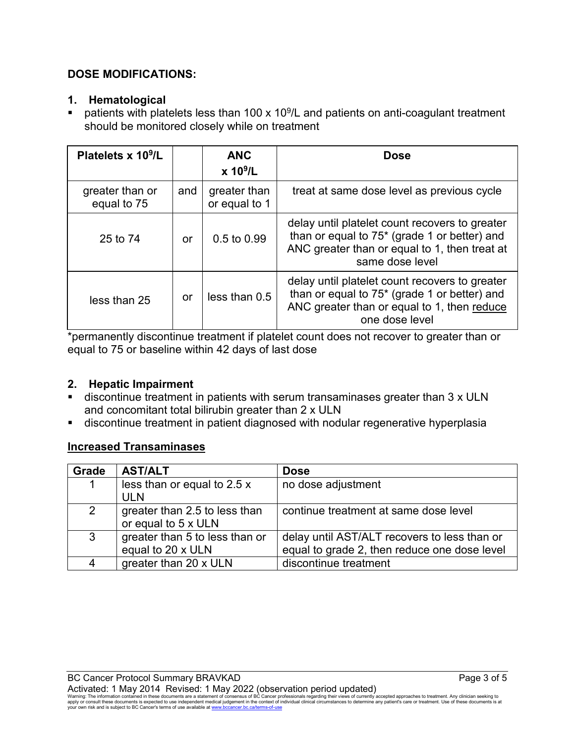**DOSE MODIFICATIONS:**

**1. Hematological**

- patients with platelets less than 100 x $10^9$/L and patients on anti-coagulant treatment should be monitored closely while on treatment

| Platelets x $10^9$/L | | ANC x $10^9$/L | Dose |
|---|---|---|---|
| greater than or equal to 75 | and | greater than or equal to 1 | treat at same dose level as previous cycle |
| 25 to 74 | or | 0.5 to 0.99 | delay until platelet count recovers to greater than or equal to 75* (grade 1 or better) and ANC greater than or equal to 1, then treat at same dose level |
| less than 25 | or | less than 0.5 | delay until platelet count recovers to greater than or equal to 75* (grade 1 or better) and ANC greater than or equal to 1, then <u>reduce</u> one dose level |

*permanently discontinue treatment if platelet count does not recover to greater than or equal to 75 or baseline within 42 days of last dose

**2. Hepatic Impairment**

- discontinue treatment in patients with serum transaminases greater than 3 x ULN and concomitant total bilirubin greater than 2 x ULN
- discontinue treatment in patient diagnosed with nodular regenerative hyperplasia

**<u>Increased Transaminases</u>**

| Grade | AST/ALT | Dose |
|---|---|---|
| 1 | less than or equal to 2.5 x ULN | no dose adjustment |
| 2 | greater than 2.5 to less than or equal to 5 x ULN | continue treatment at same dose level |
| 3 | greater than 5 to less than or equal to 20 x ULN | delay until AST/ALT recovers to less than or equal to grade 2, then reduce one dose level |
| 4 | greater than 20 x ULN | discontinue treatment |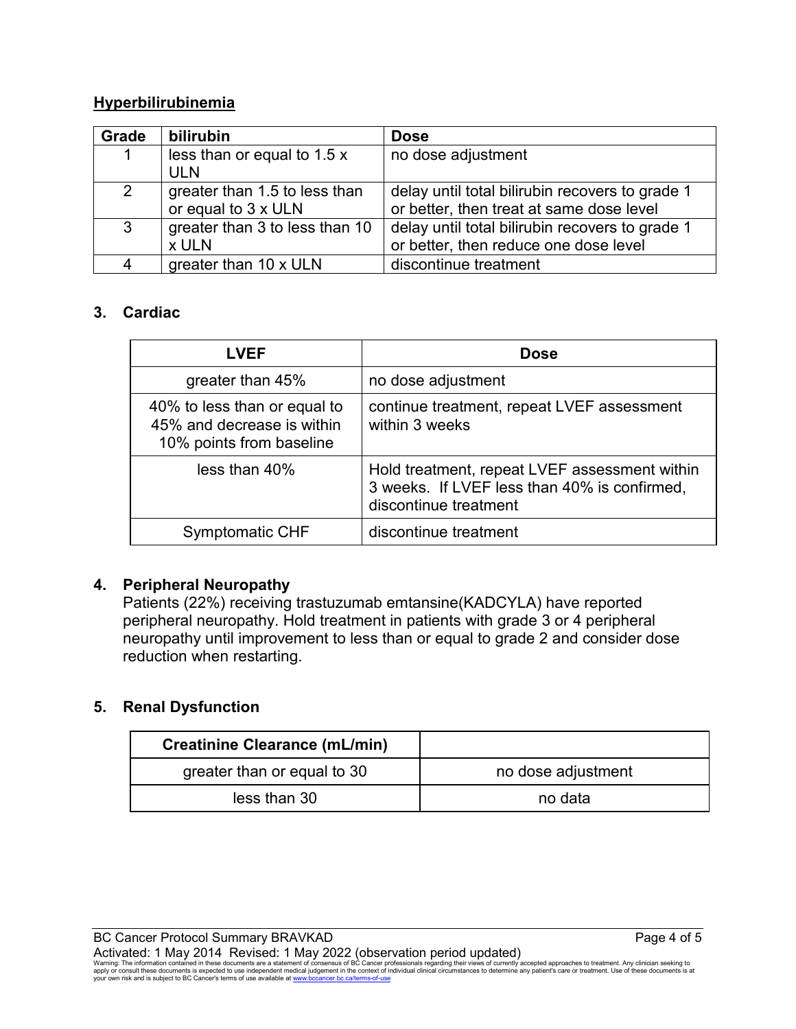**Hyperbilirubinemia**

| Grade | bilirubin | Dose |
|---|---|---|
| 1 | less than or equal to 1.5 x ULN | no dose adjustment |
| 2 | greater than 1.5 to less than or equal to 3 x ULN | delay until total bilirubin recovers to grade 1 or better, then treat at same dose level |
| 3 | greater than 3 to less than 10 x ULN | delay until total bilirubin recovers to grade 1 or better, then reduce one dose level |
| 4 | greater than 10 x ULN | discontinue treatment |

### 3. Cardiac

| LVEF | Dose |
|---|---|
| greater than 45% | no dose adjustment |
| 40% to less than or equal to 45% and decrease is within 10% points from baseline | continue treatment, repeat LVEF assessment within 3 weeks |
| less than 40% | Hold treatment, repeat LVEF assessment within 3 weeks. If LVEF less than 40% is confirmed, discontinue treatment |
| Symptomatic CHF | discontinue treatment |

### 4. Peripheral Neuropathy

Patients (22%) receiving trastuzumab emtansine(KADCYLA) have reported peripheral neuropathy. Hold treatment in patients with grade 3 or 4 peripheral neuropathy until improvement to less than or equal to grade 2 and consider dose reduction when restarting.

### 5. Renal Dysfunction

| Creatinine Clearance (mL/min) | |
|---|---|
| greater than or equal to 30 | no dose adjustment |
| less than 30 | no data |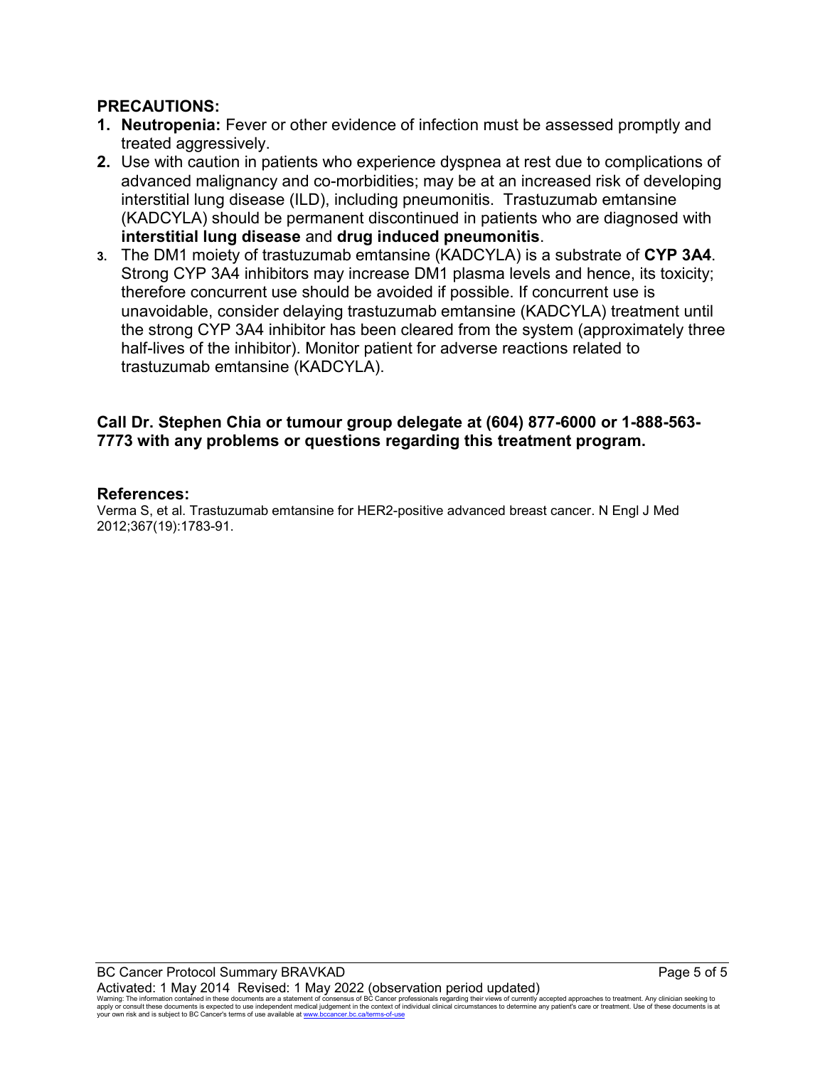## PRECAUTIONS:

1. **Neutropenia:** Fever or other evidence of infection must be assessed promptly and treated aggressively.
2. Use with caution in patients who experience dyspnea at rest due to complications of advanced malignancy and co-morbidities; may be at an increased risk of developing interstitial lung disease (ILD), including pneumonitis. Trastuzumab emtansine (KADCYLA) should be permanent discontinued in patients who are diagnosed with **interstitial lung disease** and **drug induced pneumonitis**.
3. The DM1 moiety of trastuzumab emtansine (KADCYLA) is a substrate of **CYP 3A4**. Strong CYP 3A4 inhibitors may increase DM1 plasma levels and hence, its toxicity; therefore concurrent use should be avoided if possible. If concurrent use is unavoidable, consider delaying trastuzumab emtansine (KADCYLA) treatment until the strong CYP 3A4 inhibitor has been cleared from the system (approximately three half-lives of the inhibitor). Monitor patient for adverse reactions related to trastuzumab emtansine (KADCYLA).

**Call Dr. Stephen Chia or tumour group delegate at (604) 877-6000 or 1-888-563-7773 with any problems or questions regarding this treatment program.**

## References:

Verma S, et al. Trastuzumab emtansine for HER2-positive advanced breast cancer. N Engl J Med 2012;367(19):1783-91.